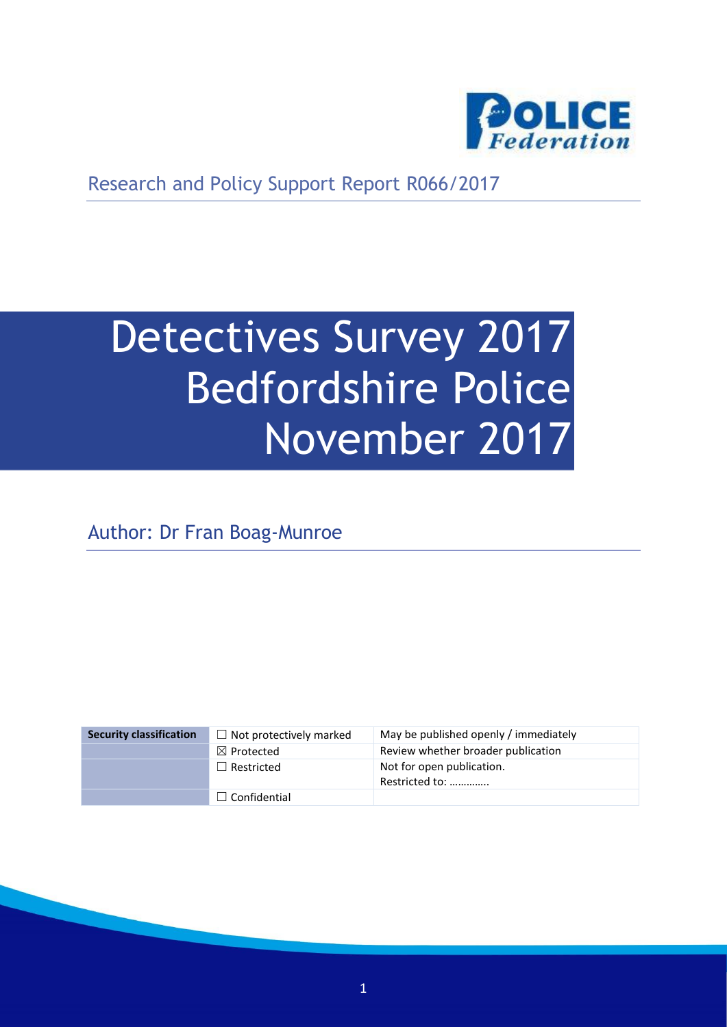Research and Policy Support Report R066/2017

# Detectives Survey 2017 Bedfordshire Police November 2017

Author: Dr Fran Boag-Munroe

| Security classification | ☐ Not protectively marked | May be published openly / immediately |
|---|---|---|
| | ☒ Protected | Review whether broader publication |
| | ☐ Restricted | Not for open publication. Restricted to: ………….. |
| | ☐ Confidential | |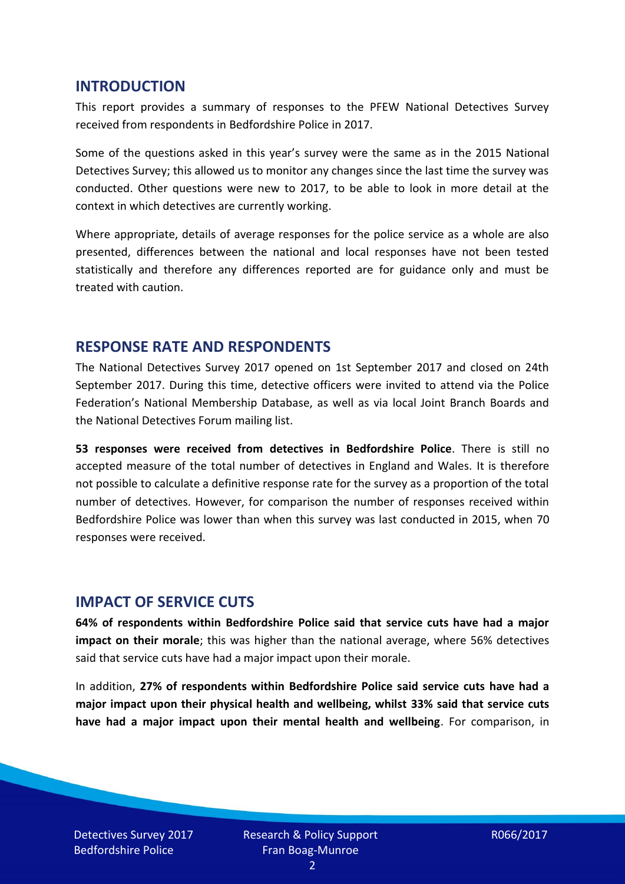## INTRODUCTION

This report provides a summary of responses to the PFEW National Detectives Survey received from respondents in Bedfordshire Police in 2017.

Some of the questions asked in this year's survey were the same as in the 2015 National Detectives Survey; this allowed us to monitor any changes since the last time the survey was conducted. Other questions were new to 2017, to be able to look in more detail at the context in which detectives are currently working.

Where appropriate, details of average responses for the police service as a whole are also presented, differences between the national and local responses have not been tested statistically and therefore any differences reported are for guidance only and must be treated with caution.

## RESPONSE RATE AND RESPONDENTS

The National Detectives Survey 2017 opened on 1st September 2017 and closed on 24th September 2017. During this time, detective officers were invited to attend via the Police Federation's National Membership Database, as well as via local Joint Branch Boards and the National Detectives Forum mailing list.

**53 responses were received from detectives in Bedfordshire Police**. There is still no accepted measure of the total number of detectives in England and Wales. It is therefore not possible to calculate a definitive response rate for the survey as a proportion of the total number of detectives. However, for comparison the number of responses received within Bedfordshire Police was lower than when this survey was last conducted in 2015, when 70 responses were received.

## IMPACT OF SERVICE CUTS

**64% of respondents within Bedfordshire Police said that service cuts have had a major impact on their morale**; this was higher than the national average, where 56% detectives said that service cuts have had a major impact upon their morale.

In addition, **27% of respondents within Bedfordshire Police said service cuts have had a major impact upon their physical health and wellbeing, whilst 33% said that service cuts have had a major impact upon their mental health and wellbeing**. For comparison, in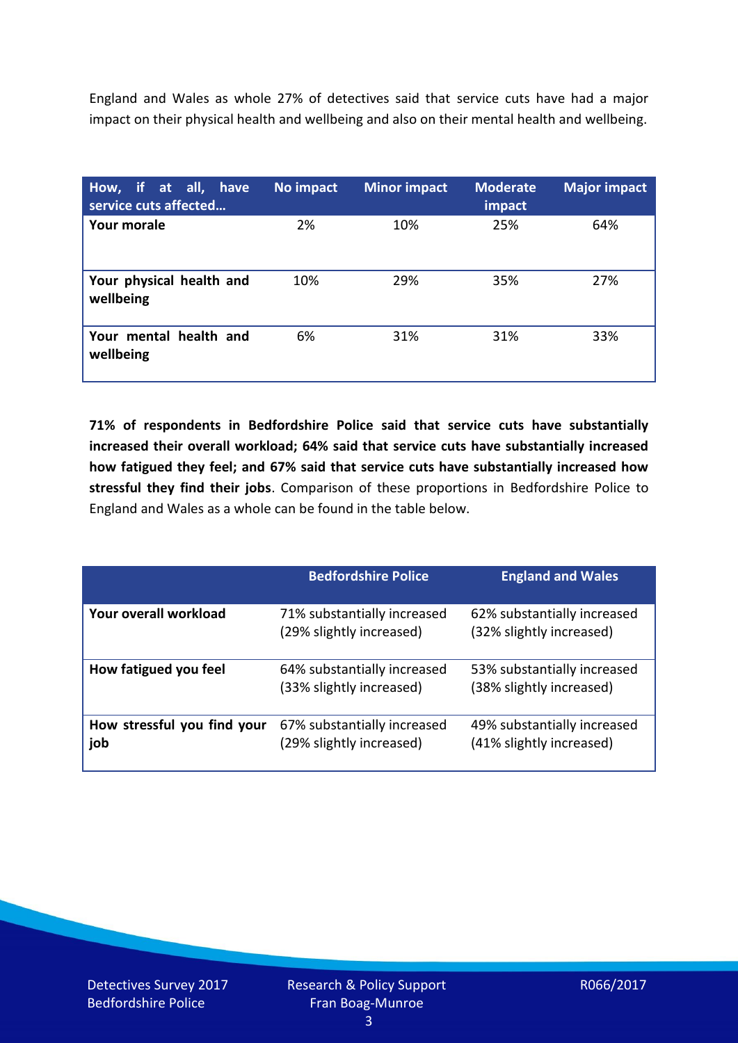England and Wales as whole 27% of detectives said that service cuts have had a major impact on their physical health and wellbeing and also on their mental health and wellbeing.

| How, if at all, have service cuts affected… | No impact | Minor impact | Moderate impact | Major impact |
|---|---|---|---|---|
| **Your morale** | 2% | 10% | 25% | 64% |
| **Your physical health and wellbeing** | 10% | 29% | 35% | 27% |
| **Your mental health and wellbeing** | 6% | 31% | 31% | 33% |

**71% of respondents in Bedfordshire Police said that service cuts have substantially increased their overall workload; 64% said that service cuts have substantially increased how fatigued they feel; and 67% said that service cuts have substantially increased how stressful they find their jobs**. Comparison of these proportions in Bedfordshire Police to England and Wales as a whole can be found in the table below.

| | Bedfordshire Police | England and Wales |
|---|---|---|
| **Your overall workload** | 71% substantially increased (29% slightly increased) | 62% substantially increased (32% slightly increased) |
| **How fatigued you feel** | 64% substantially increased (33% slightly increased) | 53% substantially increased (38% slightly increased) |
| **How stressful you find your job** | 67% substantially increased (29% slightly increased) | 49% substantially increased (41% slightly increased) |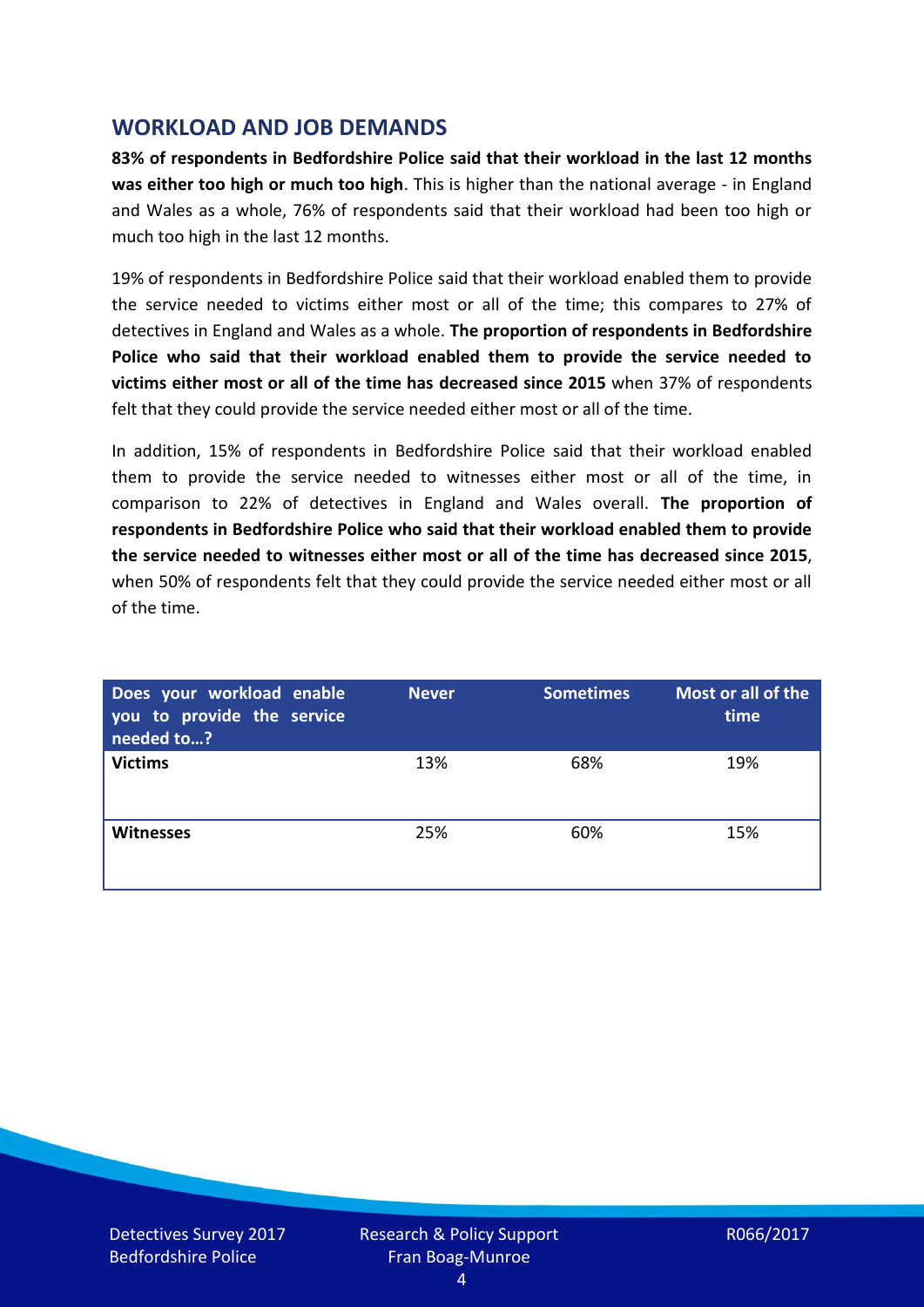## WORKLOAD AND JOB DEMANDS

**83% of respondents in Bedfordshire Police said that their workload in the last 12 months was either too high or much too high**. This is higher than the national average - in England and Wales as a whole, 76% of respondents said that their workload had been too high or much too high in the last 12 months.

19% of respondents in Bedfordshire Police said that their workload enabled them to provide the service needed to victims either most or all of the time; this compares to 27% of detectives in England and Wales as a whole. **The proportion of respondents in Bedfordshire Police who said that their workload enabled them to provide the service needed to victims either most or all of the time has decreased since 2015** when 37% of respondents felt that they could provide the service needed either most or all of the time.

In addition, 15% of respondents in Bedfordshire Police said that their workload enabled them to provide the service needed to witnesses either most or all of the time, in comparison to 22% of detectives in England and Wales overall. **The proportion of respondents in Bedfordshire Police who said that their workload enabled them to provide the service needed to witnesses either most or all of the time has decreased since 2015**, when 50% of respondents felt that they could provide the service needed either most or all of the time.

| Does your workload enable you to provide the service needed to…? | Never | Sometimes | Most or all of the time |
|---|---|---|---|
| **Victims** | 13% | 68% | 19% |
| **Witnesses** | 25% | 60% | 15% |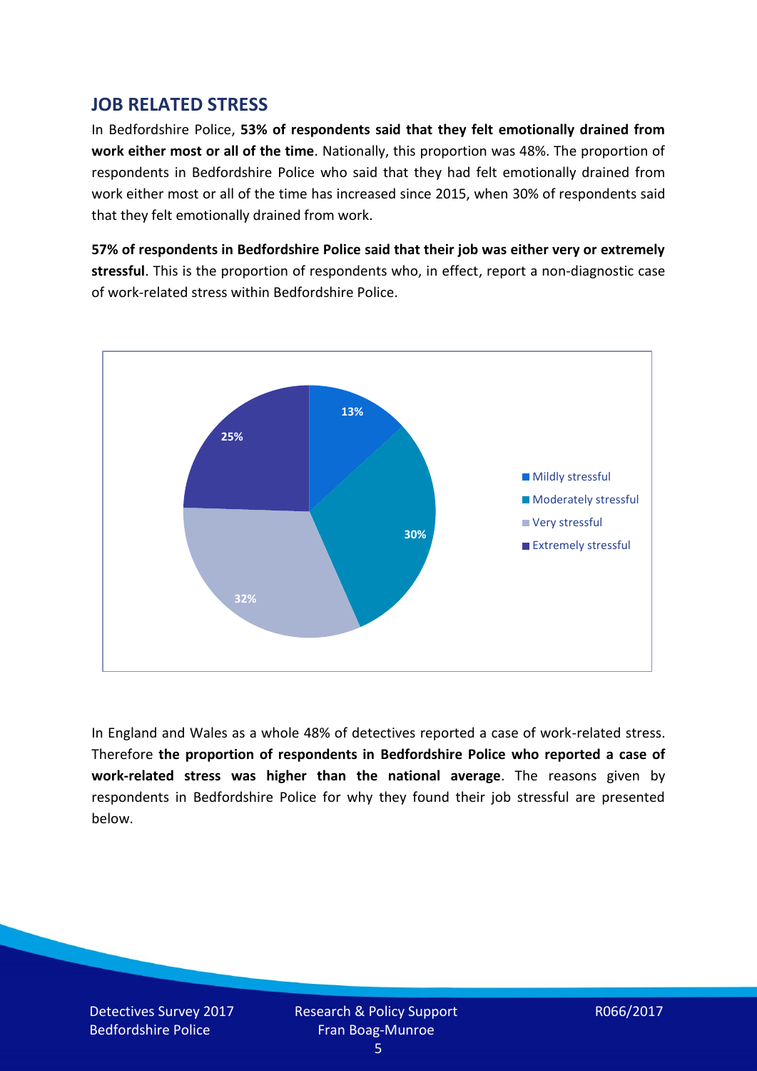## JOB RELATED STRESS

In Bedfordshire Police, **53% of respondents said that they felt emotionally drained from work either most or all of the time**. Nationally, this proportion was 48%. The proportion of respondents in Bedfordshire Police who said that they had felt emotionally drained from work either most or all of the time has increased since 2015, when 30% of respondents said that they felt emotionally drained from work.

**57% of respondents in Bedfordshire Police said that their job was either very or extremely stressful**. This is the proportion of respondents who, in effect, report a non-diagnostic case of work-related stress within Bedfordshire Police.

| Category | Percentage |
|---|---|
| Mildly stressful | 13% |
| Moderately stressful | 30% |
| Very stressful | 32% |
| Extremely stressful | 25% |

In England and Wales as a whole 48% of detectives reported a case of work-related stress. Therefore **the proportion of respondents in Bedfordshire Police who reported a case of work-related stress was higher than the national average**. The reasons given by respondents in Bedfordshire Police for why they found their job stressful are presented below.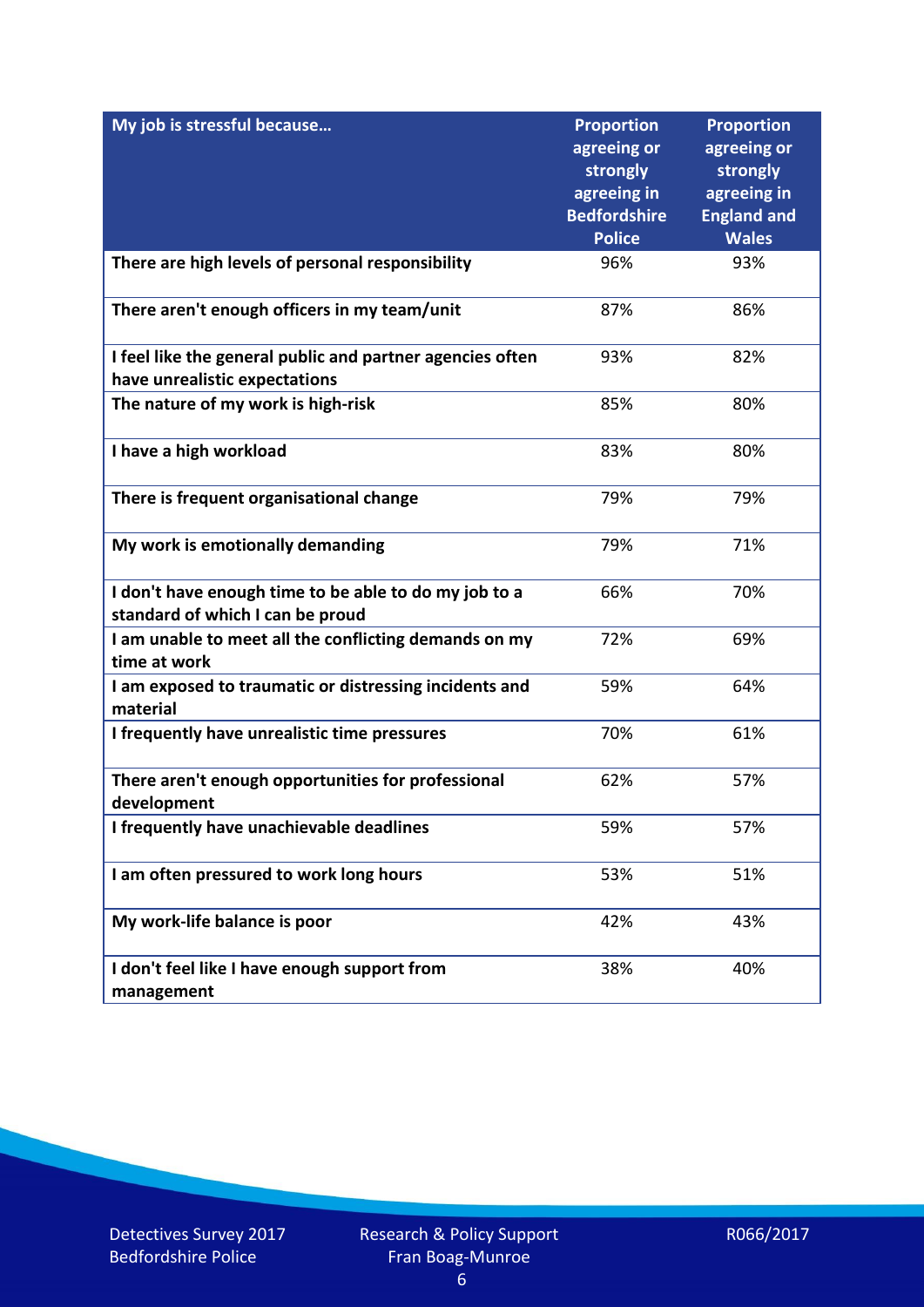| My job is stressful because… | Proportion agreeing or strongly agreeing in Bedfordshire Police | Proportion agreeing or strongly agreeing in England and Wales |
|---|---|---|
| There are high levels of personal responsibility | 96% | 93% |
| There aren't enough officers in my team/unit | 87% | 86% |
| I feel like the general public and partner agencies often have unrealistic expectations | 93% | 82% |
| The nature of my work is high-risk | 85% | 80% |
| I have a high workload | 83% | 80% |
| There is frequent organisational change | 79% | 79% |
| My work is emotionally demanding | 79% | 71% |
| I don't have enough time to be able to do my job to a standard of which I can be proud | 66% | 70% |
| I am unable to meet all the conflicting demands on my time at work | 72% | 69% |
| I am exposed to traumatic or distressing incidents and material | 59% | 64% |
| I frequently have unrealistic time pressures | 70% | 61% |
| There aren't enough opportunities for professional development | 62% | 57% |
| I frequently have unachievable deadlines | 59% | 57% |
| I am often pressured to work long hours | 53% | 51% |
| My work-life balance is poor | 42% | 43% |
| I don't feel like I have enough support from management | 38% | 40% |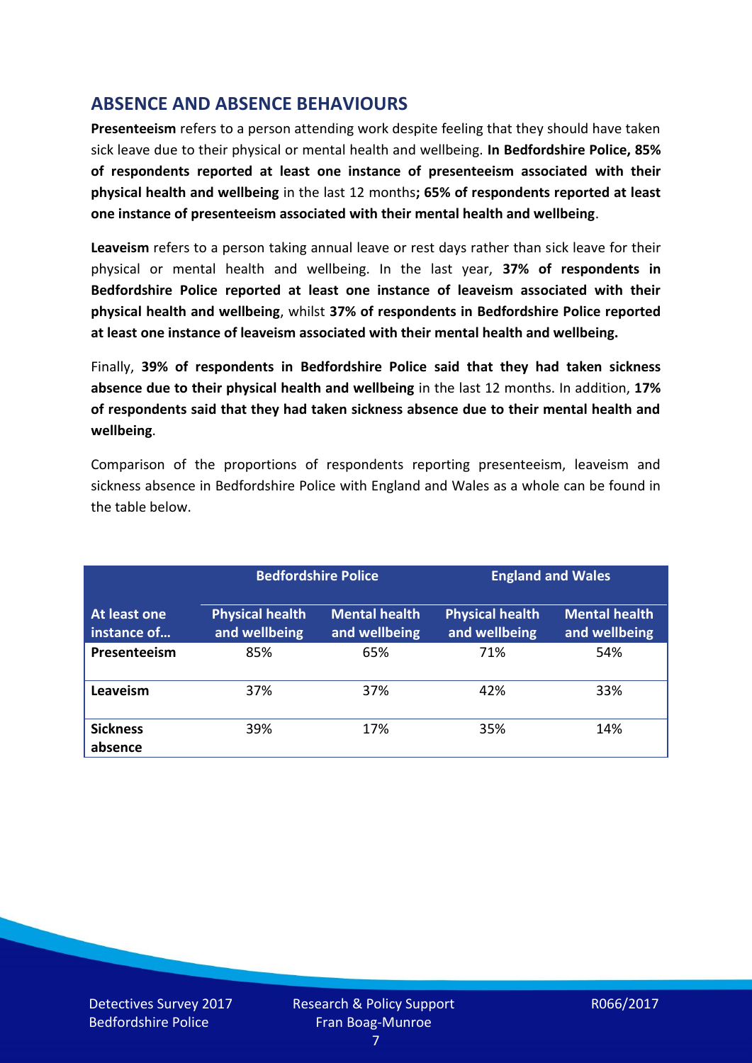## ABSENCE AND ABSENCE BEHAVIOURS

**Presenteeism** refers to a person attending work despite feeling that they should have taken sick leave due to their physical or mental health and wellbeing. **In Bedfordshire Police, 85% of respondents reported at least one instance of presenteeism associated with their physical health and wellbeing** in the last 12 months**; 65% of respondents reported at least one instance of presenteeism associated with their mental health and wellbeing**.

**Leaveism** refers to a person taking annual leave or rest days rather than sick leave for their physical or mental health and wellbeing. In the last year, **37% of respondents in Bedfordshire Police reported at least one instance of leaveism associated with their physical health and wellbeing**, whilst **37% of respondents in Bedfordshire Police reported at least one instance of leaveism associated with their mental health and wellbeing.**

Finally, **39% of respondents in Bedfordshire Police said that they had taken sickness absence due to their physical health and wellbeing** in the last 12 months. In addition, **17% of respondents said that they had taken sickness absence due to their mental health and wellbeing**.

Comparison of the proportions of respondents reporting presenteeism, leaveism and sickness absence in Bedfordshire Police with England and Wales as a whole can be found in the table below.

| | Bedfordshire Police | | England and Wales | |
|---|---|---|---|---|
| **At least one instance of…** | **Physical health and wellbeing** | **Mental health and wellbeing** | **Physical health and wellbeing** | **Mental health and wellbeing** |
| **Presenteeism** | 85% | 65% | 71% | 54% |
| **Leaveism** | 37% | 37% | 42% | 33% |
| **Sickness absence** | 39% | 17% | 35% | 14% |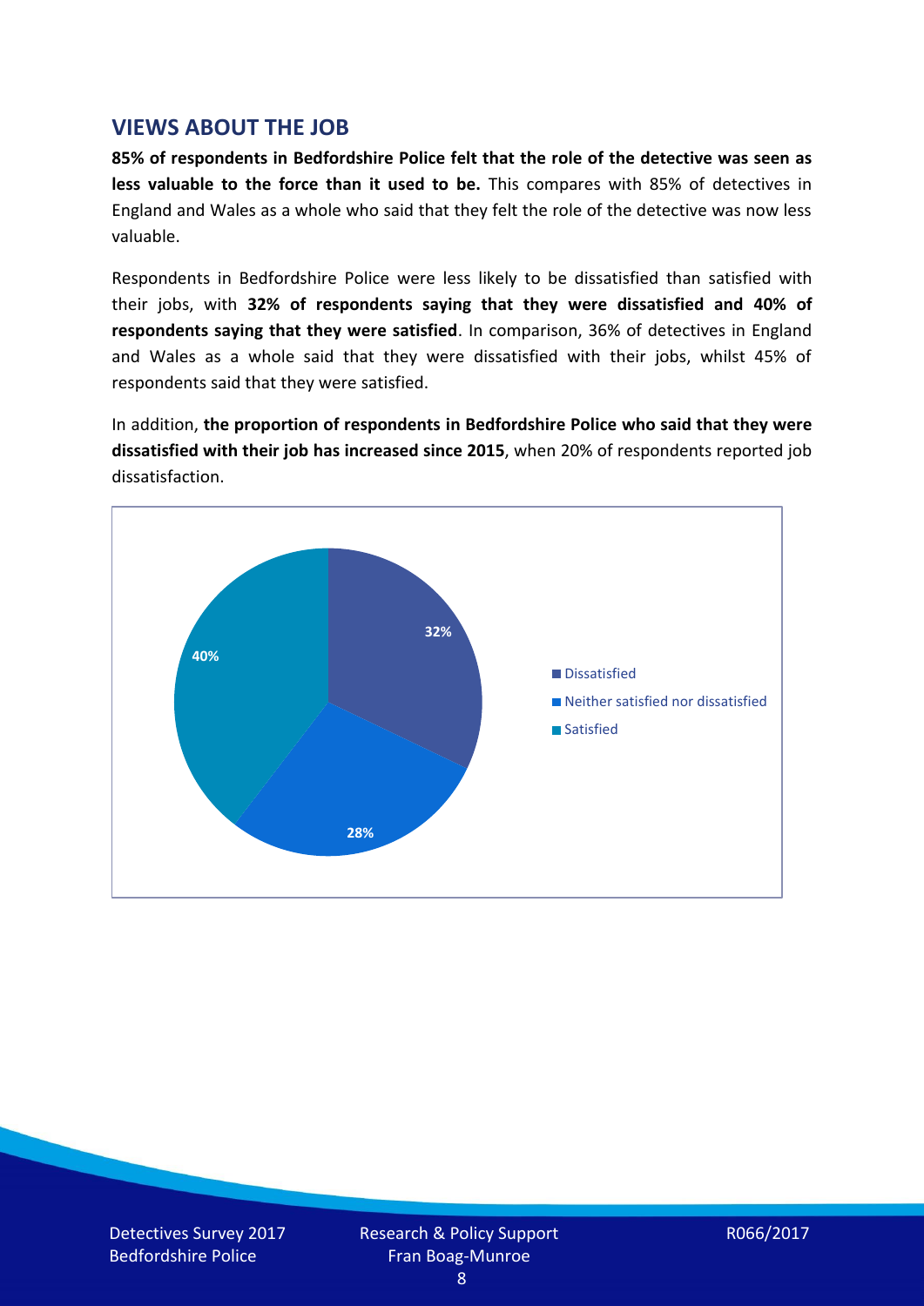## VIEWS ABOUT THE JOB

**85% of respondents in Bedfordshire Police felt that the role of the detective was seen as less valuable to the force than it used to be.** This compares with 85% of detectives in England and Wales as a whole who said that they felt the role of the detective was now less valuable.

Respondents in Bedfordshire Police were less likely to be dissatisfied than satisfied with their jobs, with **32% of respondents saying that they were dissatisfied and 40% of respondents saying that they were satisfied**. In comparison, 36% of detectives in England and Wales as a whole said that they were dissatisfied with their jobs, whilst 45% of respondents said that they were satisfied.

In addition, **the proportion of respondents in Bedfordshire Police who said that they were dissatisfied with their job has increased since 2015**, when 20% of respondents reported job dissatisfaction.

| Response | Percentage |
| --- | --- |
| Dissatisfied | 32% |
| Neither satisfied nor dissatisfied | 28% |
| Satisfied | 40% |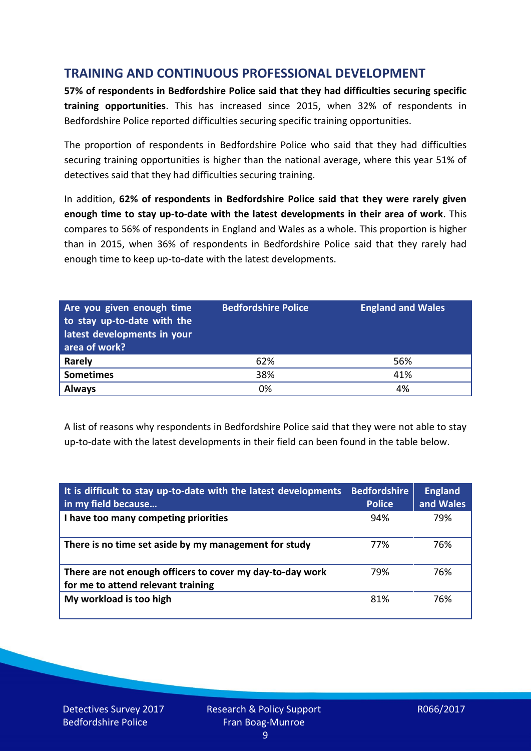## TRAINING AND CONTINUOUS PROFESSIONAL DEVELOPMENT

**57% of respondents in Bedfordshire Police said that they had difficulties securing specific training opportunities**. This has increased since 2015, when 32% of respondents in Bedfordshire Police reported difficulties securing specific training opportunities.

The proportion of respondents in Bedfordshire Police who said that they had difficulties securing training opportunities is higher than the national average, where this year 51% of detectives said that they had difficulties securing training.

In addition, **62% of respondents in Bedfordshire Police said that they were rarely given enough time to stay up-to-date with the latest developments in their area of work**. This compares to 56% of respondents in England and Wales as a whole. This proportion is higher than in 2015, when 36% of respondents in Bedfordshire Police said that they rarely had enough time to keep up-to-date with the latest developments.

| Are you given enough time to stay up-to-date with the latest developments in your area of work? | Bedfordshire Police | England and Wales |
|---|---|---|
| **Rarely** | 62% | 56% |
| **Sometimes** | 38% | 41% |
| **Always** | 0% | 4% |

A list of reasons why respondents in Bedfordshire Police said that they were not able to stay up-to-date with the latest developments in their field can been found in the table below.

| It is difficult to stay up-to-date with the latest developments in my field because… | Bedfordshire Police | England and Wales |
|---|---|---|
| **I have too many competing priorities** | 94% | 79% |
| **There is no time set aside by my management for study** | 77% | 76% |
| **There are not enough officers to cover my day-to-day work for me to attend relevant training** | 79% | 76% |
| **My workload is too high** | 81% | 76% |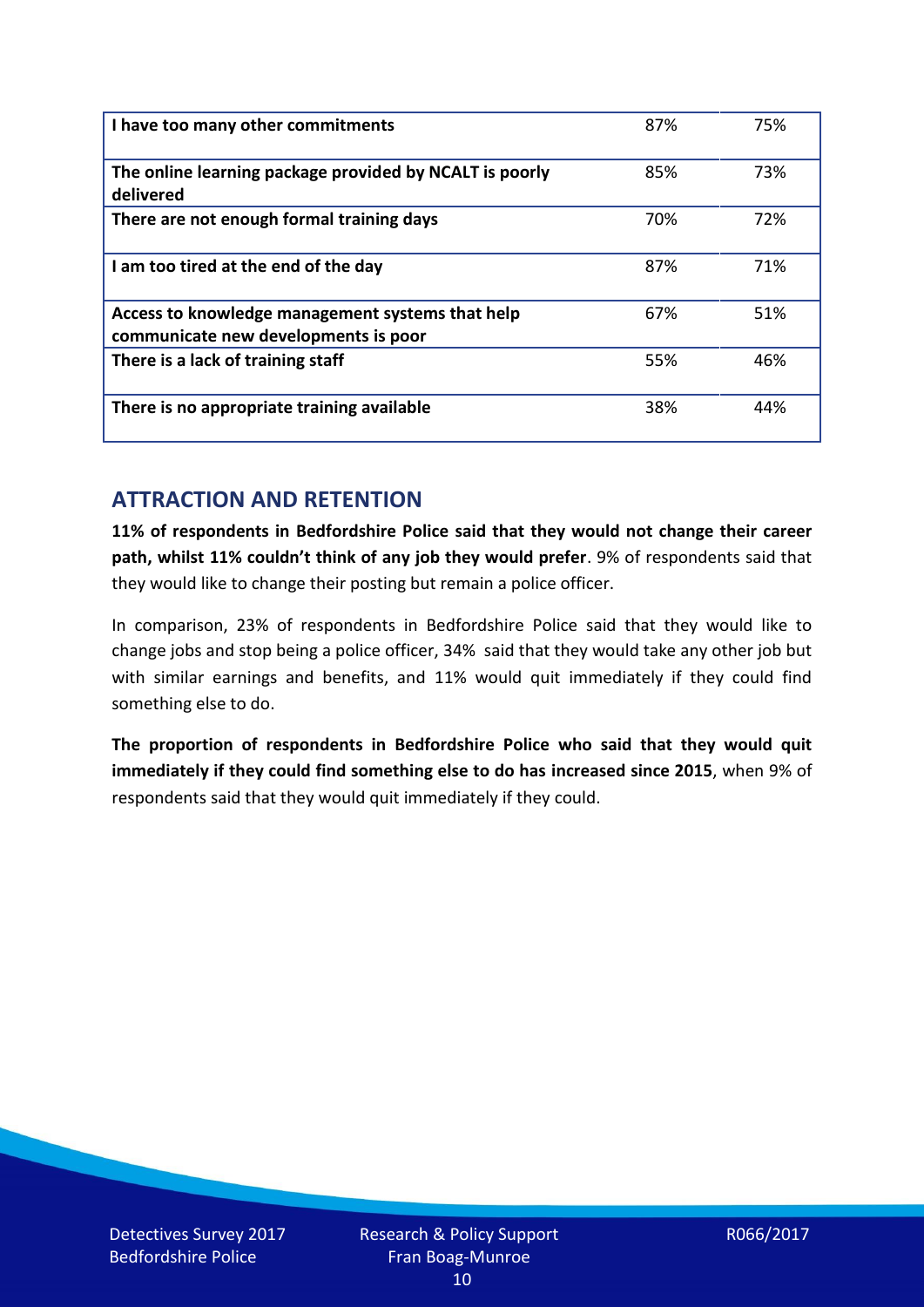| I have too many other commitments | 87% | 75% |
|---|---|---|
| The online learning package provided by NCALT is poorly delivered | 85% | 73% |
| There are not enough formal training days | 70% | 72% |
| I am too tired at the end of the day | 87% | 71% |
| Access to knowledge management systems that help communicate new developments is poor | 67% | 51% |
| There is a lack of training staff | 55% | 46% |
| There is no appropriate training available | 38% | 44% |

## ATTRACTION AND RETENTION

**11% of respondents in Bedfordshire Police said that they would not change their career path, whilst 11% couldn't think of any job they would prefer**. 9% of respondents said that they would like to change their posting but remain a police officer.

In comparison, 23% of respondents in Bedfordshire Police said that they would like to change jobs and stop being a police officer, 34% said that they would take any other job but with similar earnings and benefits, and 11% would quit immediately if they could find something else to do.

**The proportion of respondents in Bedfordshire Police who said that they would quit immediately if they could find something else to do has increased since 2015**, when 9% of respondents said that they would quit immediately if they could.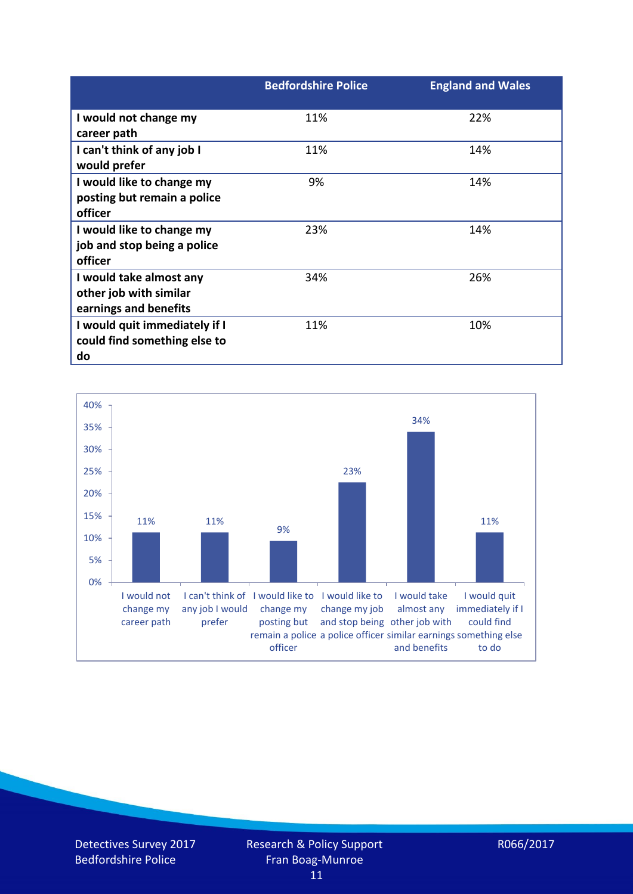| | Bedfordshire Police | England and Wales |
|---|---|---|
| I would not change my career path | 11% | 22% |
| I can't think of any job I would prefer | 11% | 14% |
| I would like to change my posting but remain a police officer | 9% | 14% |
| I would like to change my job and stop being a police officer | 23% | 14% |
| I would take almost any other job with similar earnings and benefits | 34% | 26% |
| I would quit immediately if I could find something else to do | 11% | 10% |

| Response | Percentage |
|---|---|
| I would not change my career path | 11% |
| I can't think of any job I would prefer | 11% |
| I would like to change my posting but remain a police officer | 9% |
| I would like to change my job and stop being a police officer | 23% |
| I would take almost any other job with similar earnings and benefits | 34% |
| I would quit immediately if I could find something else to do | 11% |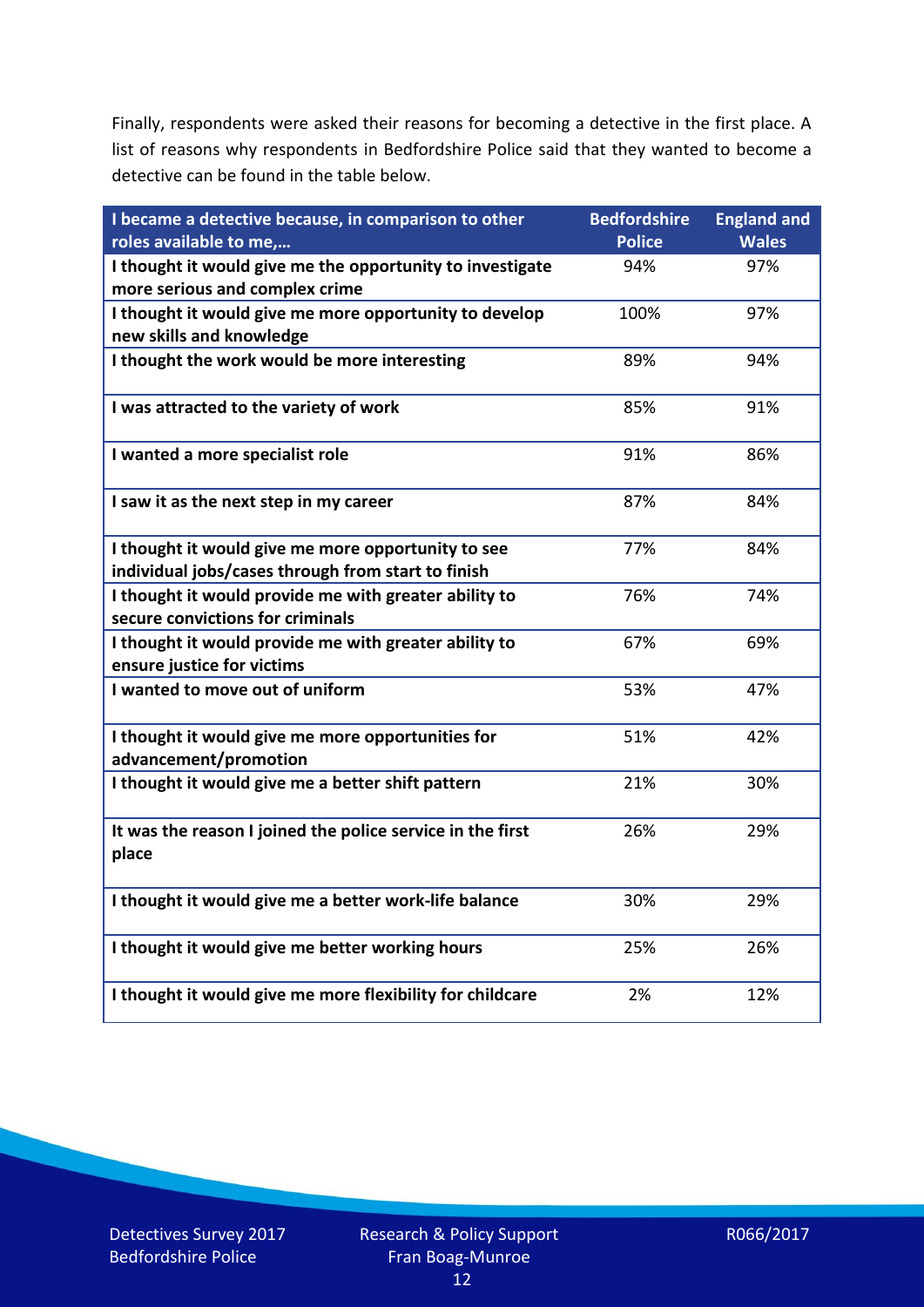Finally, respondents were asked their reasons for becoming a detective in the first place. A list of reasons why respondents in Bedfordshire Police said that they wanted to become a detective can be found in the table below.

| I became a detective because, in comparison to other roles available to me,… | Bedfordshire Police | England and Wales |
|---|---|---|
| I thought it would give me the opportunity to investigate more serious and complex crime | 94% | 97% |
| I thought it would give me more opportunity to develop new skills and knowledge | 100% | 97% |
| I thought the work would be more interesting | 89% | 94% |
| I was attracted to the variety of work | 85% | 91% |
| I wanted a more specialist role | 91% | 86% |
| I saw it as the next step in my career | 87% | 84% |
| I thought it would give me more opportunity to see individual jobs/cases through from start to finish | 77% | 84% |
| I thought it would provide me with greater ability to secure convictions for criminals | 76% | 74% |
| I thought it would provide me with greater ability to ensure justice for victims | 67% | 69% |
| I wanted to move out of uniform | 53% | 47% |
| I thought it would give me more opportunities for advancement/promotion | 51% | 42% |
| I thought it would give me a better shift pattern | 21% | 30% |
| It was the reason I joined the police service in the first place | 26% | 29% |
| I thought it would give me a better work-life balance | 30% | 29% |
| I thought it would give me better working hours | 25% | 26% |
| I thought it would give me more flexibility for childcare | 2% | 12% |